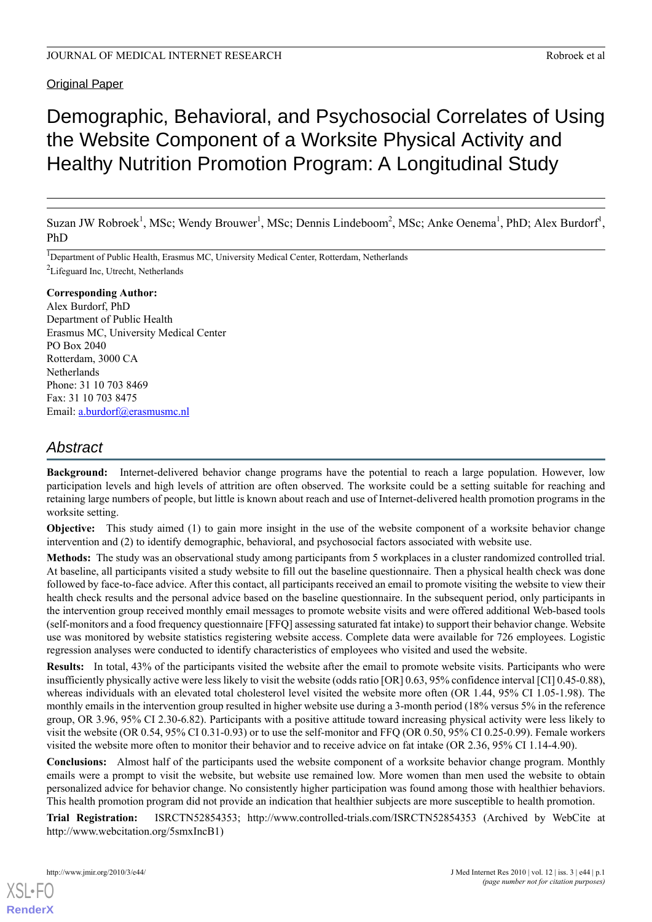Original Paper

# Demographic, Behavioral, and Psychosocial Correlates of Using the Website Component of a Worksite Physical Activity and Healthy Nutrition Promotion Program: A Longitudinal Study

Suzan JW Robroek[1], MSc; Wendy Brouwer[1], MSc; Dennis Lindeboom[2], MSc; Anke Oenema[1], PhD; Alex Burdorf[1], PhD

[1]Department of Public Health, Erasmus MC, University Medical Center, Rotterdam, Netherlands

[2]Lifeguard Inc, Utrecht, Netherlands

**Corresponding Author:**
Alex Burdorf, PhD
Department of Public Health
Erasmus MC, University Medical Center
PO Box 2040
Rotterdam, 3000 CA
Netherlands
Phone: 31 10 703 8469
Fax: 31 10 703 8475
Email: a.burdorf@erasmusmc.nl

## Abstract

**Background:** Internet-delivered behavior change programs have the potential to reach a large population. However, low participation levels and high levels of attrition are often observed. The worksite could be a setting suitable for reaching and retaining large numbers of people, but little is known about reach and use of Internet-delivered health promotion programs in the worksite setting.

**Objective:** This study aimed (1) to gain more insight in the use of the website component of a worksite behavior change intervention and (2) to identify demographic, behavioral, and psychosocial factors associated with website use.

**Methods:** The study was an observational study among participants from 5 workplaces in a cluster randomized controlled trial. At baseline, all participants visited a study website to fill out the baseline questionnaire. Then a physical health check was done followed by face-to-face advice. After this contact, all participants received an email to promote visiting the website to view their health check results and the personal advice based on the baseline questionnaire. In the subsequent period, only participants in the intervention group received monthly email messages to promote website visits and were offered additional Web-based tools (self-monitors and a food frequency questionnaire [FFQ] assessing saturated fat intake) to support their behavior change. Website use was monitored by website statistics registering website access. Complete data were available for 726 employees. Logistic regression analyses were conducted to identify characteristics of employees who visited and used the website.

**Results:** In total, 43% of the participants visited the website after the email to promote website visits. Participants who were insufficiently physically active were less likely to visit the website (odds ratio [OR] 0.63, 95% confidence interval [CI] 0.45-0.88), whereas individuals with an elevated total cholesterol level visited the website more often (OR 1.44, 95% CI 1.05-1.98). The monthly emails in the intervention group resulted in higher website use during a 3-month period (18% versus 5% in the reference group, OR 3.96, 95% CI 2.30-6.82). Participants with a positive attitude toward increasing physical activity were less likely to visit the website (OR 0.54, 95% CI 0.31-0.93) or to use the self-monitor and FFQ (OR 0.50, 95% CI 0.25-0.99). Female workers visited the website more often to monitor their behavior and to receive advice on fat intake (OR 2.36, 95% CI 1.14-4.90).

**Conclusions:** Almost half of the participants used the website component of a worksite behavior change program. Monthly emails were a prompt to visit the website, but website use remained low. More women than men used the website to obtain personalized advice for behavior change. No consistently higher participation was found among those with healthier behaviors. This health promotion program did not provide an indication that healthier subjects are more susceptible to health promotion.

**Trial Registration:** ISRCTN52854353; http://www.controlled-trials.com/ISRCTN52854353 (Archived by WebCite at http://www.webcitation.org/5smxIncB1)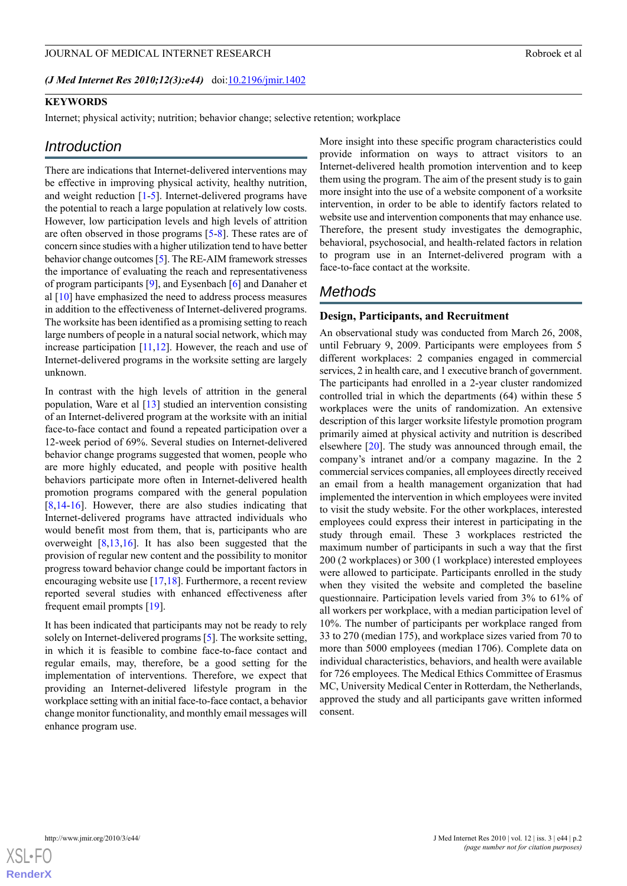(*J Med Internet Res 2010;12(3):e44*) doi:10.2196/jmir.1402

**KEYWORDS**

Internet; physical activity; nutrition; behavior change; selective retention; workplace

## Introduction

There are indications that Internet-delivered interventions may be effective in improving physical activity, healthy nutrition, and weight reduction [1-5]. Internet-delivered programs have the potential to reach a large population at relatively low costs. However, low participation levels and high levels of attrition are often observed in those programs [5-8]. These rates are of concern since studies with a higher utilization tend to have better behavior change outcomes [5]. The RE-AIM framework stresses the importance of evaluating the reach and representativeness of program participants [9], and Eysenbach [6] and Danaher et al [10] have emphasized the need to address process measures in addition to the effectiveness of Internet-delivered programs. The worksite has been identified as a promising setting to reach large numbers of people in a natural social network, which may increase participation [11,12]. However, the reach and use of Internet-delivered programs in the worksite setting are largely unknown.

In contrast with the high levels of attrition in the general population, Ware et al [13] studied an intervention consisting of an Internet-delivered program at the worksite with an initial face-to-face contact and found a repeated participation over a 12-week period of 69%. Several studies on Internet-delivered behavior change programs suggested that women, people who are more highly educated, and people with positive health behaviors participate more often in Internet-delivered health promotion programs compared with the general population [8,14-16]. However, there are also studies indicating that Internet-delivered programs have attracted individuals who would benefit most from them, that is, participants who are overweight [8,13,16]. It has also been suggested that the provision of regular new content and the possibility to monitor progress toward behavior change could be important factors in encouraging website use [17,18]. Furthermore, a recent review reported several studies with enhanced effectiveness after frequent email prompts [19].

It has been indicated that participants may not be ready to rely solely on Internet-delivered programs [5]. The worksite setting, in which it is feasible to combine face-to-face contact and regular emails, may, therefore, be a good setting for the implementation of interventions. Therefore, we expect that providing an Internet-delivered lifestyle program in the workplace setting with an initial face-to-face contact, a behavior change monitor functionality, and monthly email messages will enhance program use.

More insight into these specific program characteristics could provide information on ways to attract visitors to an Internet-delivered health promotion intervention and to keep them using the program. The aim of the present study is to gain more insight into the use of a website component of a worksite intervention, in order to be able to identify factors related to website use and intervention components that may enhance use. Therefore, the present study investigates the demographic, behavioral, psychosocial, and health-related factors in relation to program use in an Internet-delivered program with a face-to-face contact at the worksite.

## Methods

### Design, Participants, and Recruitment

An observational study was conducted from March 26, 2008, until February 9, 2009. Participants were employees from 5 different workplaces: 2 companies engaged in commercial services, 2 in health care, and 1 executive branch of government. The participants had enrolled in a 2-year cluster randomized controlled trial in which the departments (64) within these 5 workplaces were the units of randomization. An extensive description of this larger worksite lifestyle promotion program primarily aimed at physical activity and nutrition is described elsewhere [20]. The study was announced through email, the company's intranet and/or a company magazine. In the 2 commercial services companies, all employees directly received an email from a health management organization that had implemented the intervention in which employees were invited to visit the study website. For the other workplaces, interested employees could express their interest in participating in the study through email. These 3 workplaces restricted the maximum number of participants in such a way that the first 200 (2 workplaces) or 300 (1 workplace) interested employees were allowed to participate. Participants enrolled in the study when they visited the website and completed the baseline questionnaire. Participation levels varied from 3% to 61% of all workers per workplace, with a median participation level of 10%. The number of participants per workplace ranged from 33 to 270 (median 175), and workplace sizes varied from 70 to more than 5000 employees (median 1706). Complete data on individual characteristics, behaviors, and health were available for 726 employees. The Medical Ethics Committee of Erasmus MC, University Medical Center in Rotterdam, the Netherlands, approved the study and all participants gave written informed consent.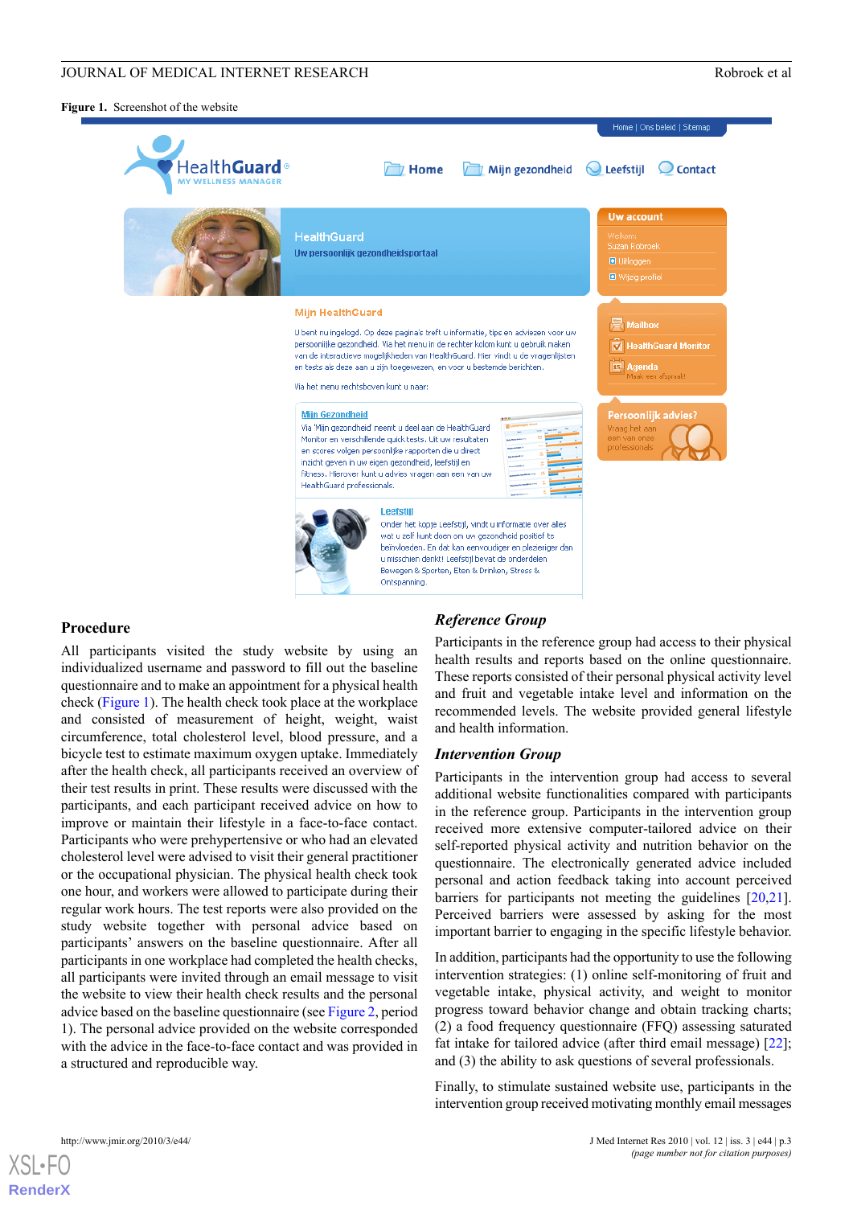**Figure 1.** Screenshot of the website

## Procedure

All participants visited the study website by using an individualized username and password to fill out the baseline questionnaire and to make an appointment for a physical health check (Figure 1). The health check took place at the workplace and consisted of measurement of height, weight, waist circumference, total cholesterol level, blood pressure, and a bicycle test to estimate maximum oxygen uptake. Immediately after the health check, all participants received an overview of their test results in print. These results were discussed with the participants, and each participant received advice on how to improve or maintain their lifestyle in a face-to-face contact. Participants who were prehypertensive or who had an elevated cholesterol level were advised to visit their general practitioner or the occupational physician. The physical health check took one hour, and workers were allowed to participate during their regular work hours. The test reports were also provided on the study website together with personal advice based on participants' answers on the baseline questionnaire. After all participants in one workplace had completed the health checks, all participants were invited through an email message to visit the website to view their health check results and the personal advice based on the baseline questionnaire (see Figure 2, period 1). The personal advice provided on the website corresponded with the advice in the face-to-face contact and was provided in a structured and reproducible way.

### *Reference Group*

Participants in the reference group had access to their physical health results and reports based on the online questionnaire. These reports consisted of their personal physical activity level and fruit and vegetable intake level and information on the recommended levels. The website provided general lifestyle and health information.

### *Intervention Group*

Participants in the intervention group had access to several additional website functionalities compared with participants in the reference group. Participants in the intervention group received more extensive computer-tailored advice on their self-reported physical activity and nutrition behavior on the questionnaire. The electronically generated advice included personal and action feedback taking into account perceived barriers for participants not meeting the guidelines [20,21]. Perceived barriers were assessed by asking for the most important barrier to engaging in the specific lifestyle behavior.

In addition, participants had the opportunity to use the following intervention strategies: (1) online self-monitoring of fruit and vegetable intake, physical activity, and weight to monitor progress toward behavior change and obtain tracking charts; (2) a food frequency questionnaire (FFQ) assessing saturated fat intake for tailored advice (after third email message) [22]; and (3) the ability to ask questions of several professionals.

Finally, to stimulate sustained website use, participants in the intervention group received motivating monthly email messages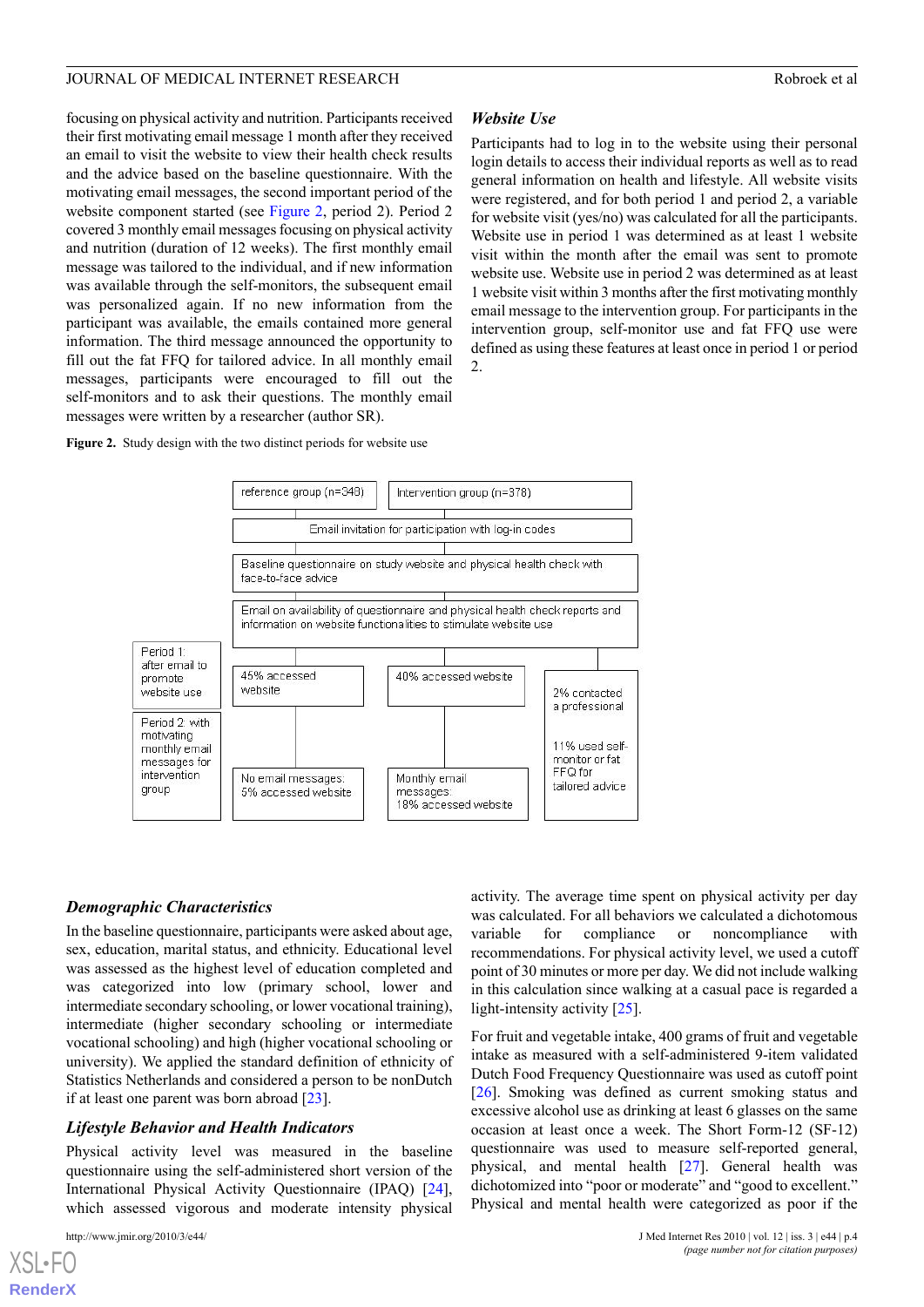focusing on physical activity and nutrition. Participants received their first motivating email message 1 month after they received an email to visit the website to view their health check results and the advice based on the baseline questionnaire. With the motivating email messages, the second important period of the website component started (see Figure 2, period 2). Period 2 covered 3 monthly email messages focusing on physical activity and nutrition (duration of 12 weeks). The first monthly email message was tailored to the individual, and if new information was available through the self-monitors, the subsequent email was personalized again. If no new information from the participant was available, the emails contained more general information. The third message announced the opportunity to fill out the fat FFQ for tailored advice. In all monthly email messages, participants were encouraged to fill out the self-monitors and to ask their questions. The monthly email messages were written by a researcher (author SR).

### Website Use

Participants had to log in to the website using their personal login details to access their individual reports as well as to read general information on health and lifestyle. All website visits were registered, and for both period 1 and period 2, a variable for website visit (yes/no) was calculated for all the participants. Website use in period 1 was determined as at least 1 website visit within the month after the email was sent to promote website use. Website use in period 2 was determined as at least 1 website visit within 3 months after the first motivating monthly email message to the intervention group. For participants in the intervention group, self-monitor use and fat FFQ use were defined as using these features at least once in period 1 or period 2.

**Figure 2.** Study design with the two distinct periods for website use

- reference group (n=348) | Intervention group (n=378)
- Email invitation for participation with log-in codes
- Baseline questionnaire on study website and physical health check with face-to-face advice
- Email on availability of questionnaire and physical health check reports and information on website functionalities to stimulate website use
- Period 1: after email to promote website use
  - Reference group: 45% accessed website
  - Intervention group: 40% accessed website
  - 2% contacted a professional
- Period 2: with motivating monthly email messages for intervention group
  - Reference group: No email messages: 5% accessed website
  - Intervention group: Monthly email messages: 18% accessed website
  - 11% used self-monitor or fat FFQ for tailored advice

### Demographic Characteristics

In the baseline questionnaire, participants were asked about age, sex, education, marital status, and ethnicity. Educational level was assessed as the highest level of education completed and was categorized into low (primary school, lower and intermediate secondary schooling, or lower vocational training), intermediate (higher secondary schooling or intermediate vocational schooling) and high (higher vocational schooling or university). We applied the standard definition of ethnicity of Statistics Netherlands and considered a person to be nonDutch if at least one parent was born abroad [23].

### Lifestyle Behavior and Health Indicators

Physical activity level was measured in the baseline questionnaire using the self-administered short version of the International Physical Activity Questionnaire (IPAQ) [24], which assessed vigorous and moderate intensity physical activity. The average time spent on physical activity per day was calculated. For all behaviors we calculated a dichotomous variable for compliance or noncompliance with recommendations. For physical activity level, we used a cutoff point of 30 minutes or more per day. We did not include walking in this calculation since walking at a casual pace is regarded a light-intensity activity [25].

For fruit and vegetable intake, 400 grams of fruit and vegetable intake as measured with a self-administered 9-item validated Dutch Food Frequency Questionnaire was used as cutoff point [26]. Smoking was defined as current smoking status and excessive alcohol use as drinking at least 6 glasses on the same occasion at least once a week. The Short Form-12 (SF-12) questionnaire was used to measure self-reported general, physical, and mental health [27]. General health was dichotomized into "poor or moderate" and "good to excellent." Physical and mental health were categorized as poor if the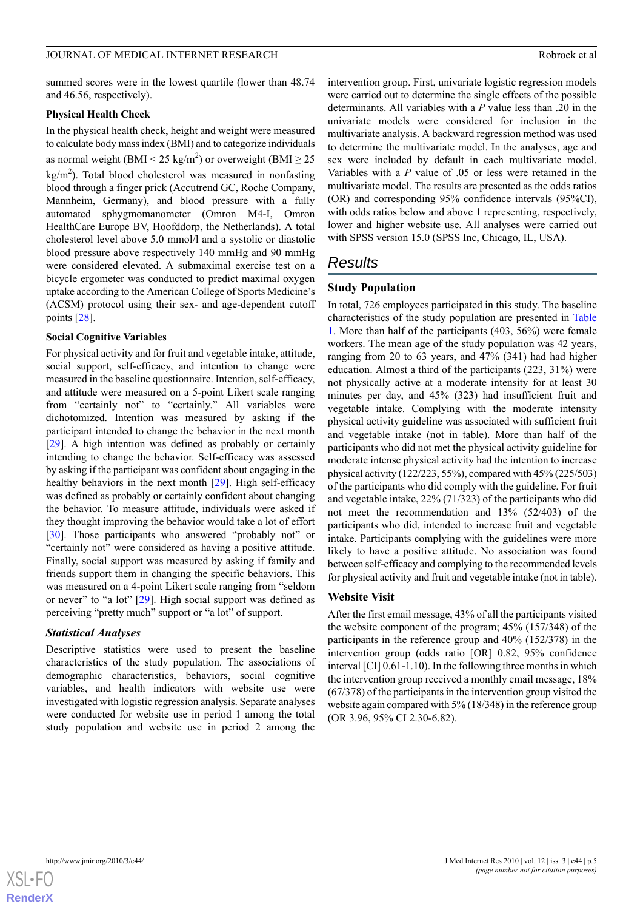summed scores were in the lowest quartile (lower than 48.74 and 46.56, respectively).

### Physical Health Check

In the physical health check, height and weight were measured to calculate body mass index (BMI) and to categorize individuals as normal weight (BMI < 25 kg/m$^2$) or overweight (BMI ≥ 25 kg/m$^2$). Total blood cholesterol was measured in nonfasting blood through a finger prick (Accutrend GC, Roche Company, Mannheim, Germany), and blood pressure with a fully automated sphygmomanometer (Omron M4-I, Omron HealthCare Europe BV, Hoofddorp, the Netherlands). A total cholesterol level above 5.0 mmol/l and a systolic or diastolic blood pressure above respectively 140 mmHg and 90 mmHg were considered elevated. A submaximal exercise test on a bicycle ergometer was conducted to predict maximal oxygen uptake according to the American College of Sports Medicine's (ACSM) protocol using their sex- and age-dependent cutoff points [28].

### Social Cognitive Variables

For physical activity and for fruit and vegetable intake, attitude, social support, self-efficacy, and intention to change were measured in the baseline questionnaire. Intention, self-efficacy, and attitude were measured on a 5-point Likert scale ranging from "certainly not" to "certainly." All variables were dichotomized. Intention was measured by asking if the participant intended to change the behavior in the next month [29]. A high intention was defined as probably or certainly intending to change the behavior. Self-efficacy was assessed by asking if the participant was confident about engaging in the healthy behaviors in the next month [29]. High self-efficacy was defined as probably or certainly confident about changing the behavior. To measure attitude, individuals were asked if they thought improving the behavior would take a lot of effort [30]. Those participants who answered "probably not" or "certainly not" were considered as having a positive attitude. Finally, social support was measured by asking if family and friends support them in changing the specific behaviors. This was measured on a 4-point Likert scale ranging from "seldom or never" to "a lot" [29]. High social support was defined as perceiving "pretty much" support or "a lot" of support.

### *Statistical Analyses*

Descriptive statistics were used to present the baseline characteristics of the study population. The associations of demographic characteristics, behaviors, social cognitive variables, and health indicators with website use were investigated with logistic regression analysis. Separate analyses were conducted for website use in period 1 among the total study population and website use in period 2 among the intervention group. First, univariate logistic regression models were carried out to determine the single effects of the possible determinants. All variables with a *P* value less than .20 in the univariate models were considered for inclusion in the multivariate analysis. A backward regression method was used to determine the multivariate model. In the analyses, age and sex were included by default in each multivariate model. Variables with a *P* value of .05 or less were retained in the multivariate model. The results are presented as the odds ratios (OR) and corresponding 95% confidence intervals (95%CI), with odds ratios below and above 1 representing, respectively, lower and higher website use. All analyses were carried out with SPSS version 15.0 (SPSS Inc, Chicago, IL, USA).

## Results

### Study Population

In total, 726 employees participated in this study. The baseline characteristics of the study population are presented in Table 1. More than half of the participants (403, 56%) were female workers. The mean age of the study population was 42 years, ranging from 20 to 63 years, and 47% (341) had had higher education. Almost a third of the participants (223, 31%) were not physically active at a moderate intensity for at least 30 minutes per day, and 45% (323) had insufficient fruit and vegetable intake. Complying with the moderate intensity physical activity guideline was associated with sufficient fruit and vegetable intake (not in table). More than half of the participants who did not met the physical activity guideline for moderate intense physical activity had the intention to increase physical activity (122/223, 55%), compared with 45% (225/503) of the participants who did comply with the guideline. For fruit and vegetable intake, 22% (71/323) of the participants who did not meet the recommendation and 13% (52/403) of the participants who did, intended to increase fruit and vegetable intake. Participants complying with the guidelines were more likely to have a positive attitude. No association was found between self-efficacy and complying to the recommended levels for physical activity and fruit and vegetable intake (not in table).

### Website Visit

After the first email message, 43% of all the participants visited the website component of the program; 45% (157/348) of the participants in the reference group and 40% (152/378) in the intervention group (odds ratio [OR] 0.82, 95% confidence interval [CI] 0.61-1.10). In the following three months in which the intervention group received a monthly email message, 18% (67/378) of the participants in the intervention group visited the website again compared with 5% (18/348) in the reference group (OR 3.96, 95% CI 2.30-6.82).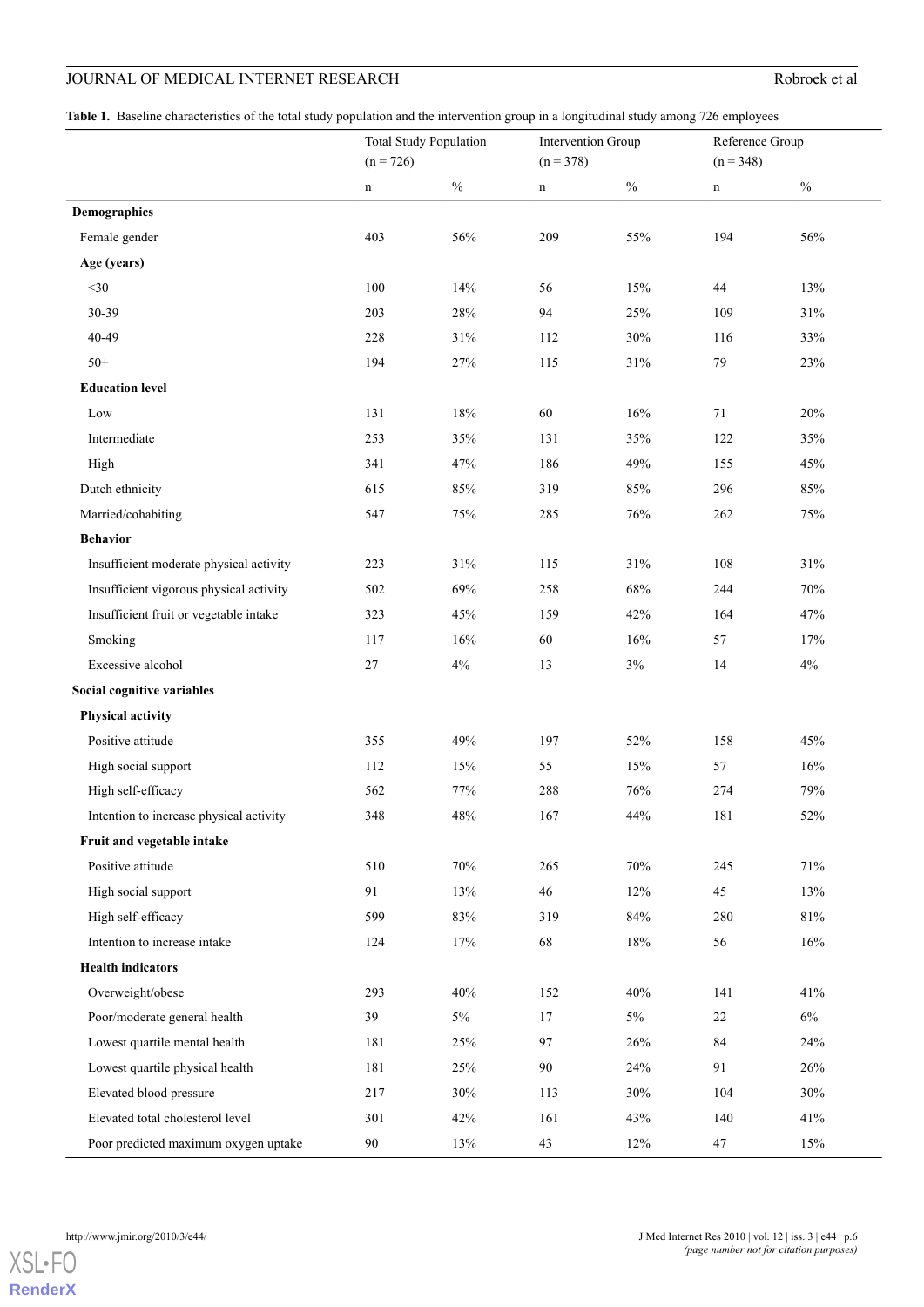**Table 1.** Baseline characteristics of the total study population and the intervention group in a longitudinal study among 726 employees

| | Total Study Population (n = 726) | | Intervention Group (n = 378) | | Reference Group (n = 348) | |
|---|---|---|---|---|---|---|
| | n | % | n | % | n | % |
| **Demographics** | | | | | | |
| Female gender | 403 | 56% | 209 | 55% | 194 | 56% |
| **Age (years)** | | | | | | |
| <30 | 100 | 14% | 56 | 15% | 44 | 13% |
| 30-39 | 203 | 28% | 94 | 25% | 109 | 31% |
| 40-49 | 228 | 31% | 112 | 30% | 116 | 33% |
| 50+ | 194 | 27% | 115 | 31% | 79 | 23% |
| **Education level** | | | | | | |
| Low | 131 | 18% | 60 | 16% | 71 | 20% |
| Intermediate | 253 | 35% | 131 | 35% | 122 | 35% |
| High | 341 | 47% | 186 | 49% | 155 | 45% |
| Dutch ethnicity | 615 | 85% | 319 | 85% | 296 | 85% |
| Married/cohabiting | 547 | 75% | 285 | 76% | 262 | 75% |
| **Behavior** | | | | | | |
| Insufficient moderate physical activity | 223 | 31% | 115 | 31% | 108 | 31% |
| Insufficient vigorous physical activity | 502 | 69% | 258 | 68% | 244 | 70% |
| Insufficient fruit or vegetable intake | 323 | 45% | 159 | 42% | 164 | 47% |
| Smoking | 117 | 16% | 60 | 16% | 57 | 17% |
| Excessive alcohol | 27 | 4% | 13 | 3% | 14 | 4% |
| **Social cognitive variables** | | | | | | |
| **Physical activity** | | | | | | |
| Positive attitude | 355 | 49% | 197 | 52% | 158 | 45% |
| High social support | 112 | 15% | 55 | 15% | 57 | 16% |
| High self-efficacy | 562 | 77% | 288 | 76% | 274 | 79% |
| Intention to increase physical activity | 348 | 48% | 167 | 44% | 181 | 52% |
| **Fruit and vegetable intake** | | | | | | |
| Positive attitude | 510 | 70% | 265 | 70% | 245 | 71% |
| High social support | 91 | 13% | 46 | 12% | 45 | 13% |
| High self-efficacy | 599 | 83% | 319 | 84% | 280 | 81% |
| Intention to increase intake | 124 | 17% | 68 | 18% | 56 | 16% |
| **Health indicators** | | | | | | |
| Overweight/obese | 293 | 40% | 152 | 40% | 141 | 41% |
| Poor/moderate general health | 39 | 5% | 17 | 5% | 22 | 6% |
| Lowest quartile mental health | 181 | 25% | 97 | 26% | 84 | 24% |
| Lowest quartile physical health | 181 | 25% | 90 | 24% | 91 | 26% |
| Elevated blood pressure | 217 | 30% | 113 | 30% | 104 | 30% |
| Elevated total cholesterol level | 301 | 42% | 161 | 43% | 140 | 41% |
| Poor predicted maximum oxygen uptake | 90 | 13% | 43 | 12% | 47 | 15% |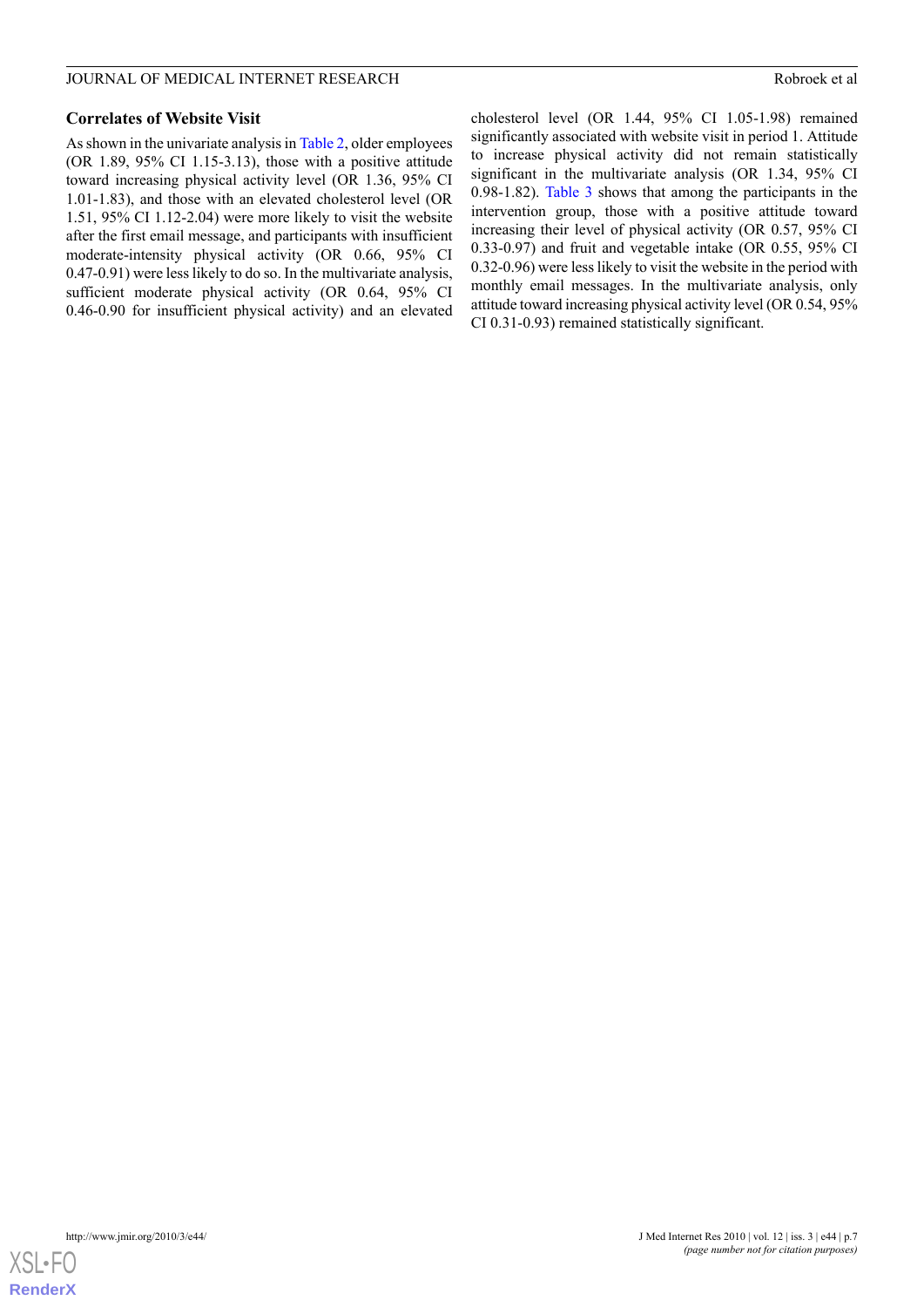### Correlates of Website Visit

As shown in the univariate analysis in Table 2, older employees (OR 1.89, 95% CI 1.15-3.13), those with a positive attitude toward increasing physical activity level (OR 1.36, 95% CI 1.01-1.83), and those with an elevated cholesterol level (OR 1.51, 95% CI 1.12-2.04) were more likely to visit the website after the first email message, and participants with insufficient moderate-intensity physical activity (OR 0.66, 95% CI 0.47-0.91) were less likely to do so. In the multivariate analysis, sufficient moderate physical activity (OR 0.64, 95% CI 0.46-0.90 for insufficient physical activity) and an elevated cholesterol level (OR 1.44, 95% CI 1.05-1.98) remained significantly associated with website visit in period 1. Attitude to increase physical activity did not remain statistically significant in the multivariate analysis (OR 1.34, 95% CI 0.98-1.82). Table 3 shows that among the participants in the intervention group, those with a positive attitude toward increasing their level of physical activity (OR 0.57, 95% CI 0.33-0.97) and fruit and vegetable intake (OR 0.55, 95% CI 0.32-0.96) were less likely to visit the website in the period with monthly email messages. In the multivariate analysis, only attitude toward increasing physical activity level (OR 0.54, 95% CI 0.31-0.93) remained statistically significant.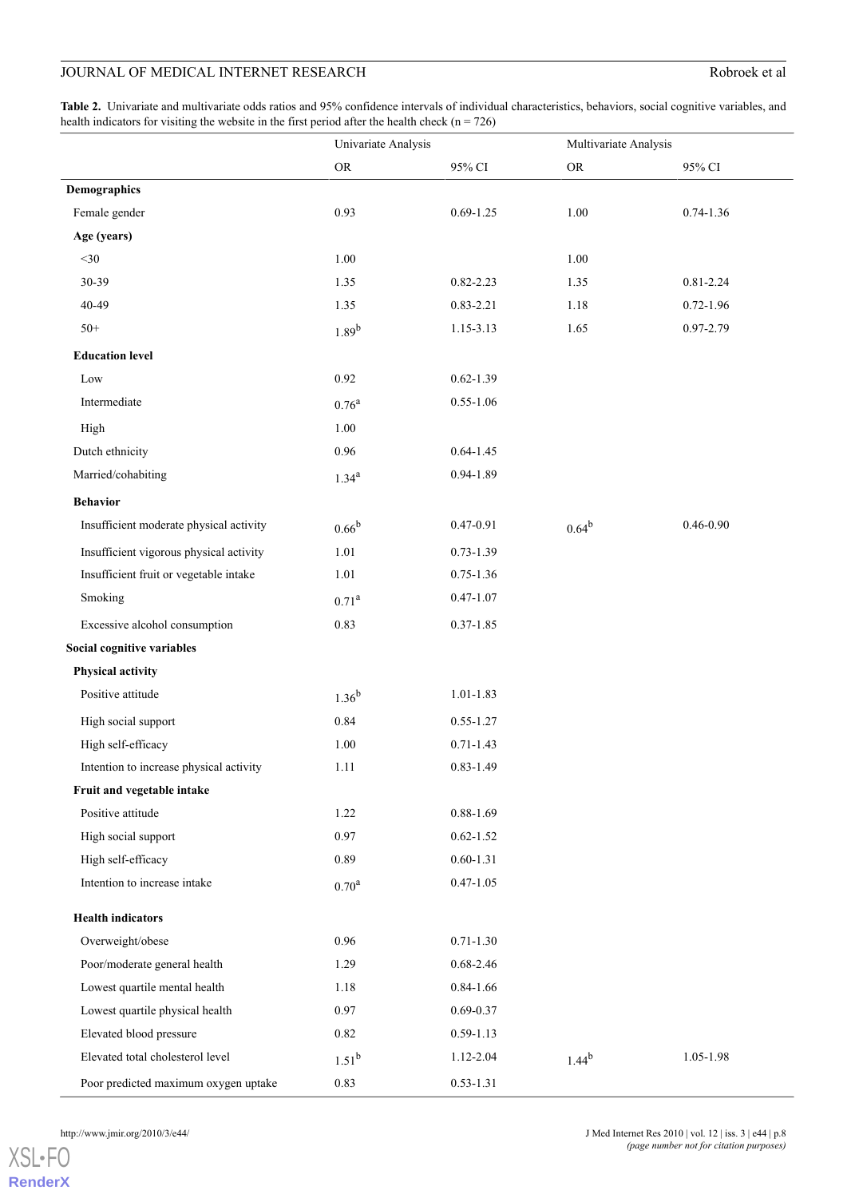**Table 2.** Univariate and multivariate odds ratios and 95% confidence intervals of individual characteristics, behaviors, social cognitive variables, and health indicators for visiting the website in the first period after the health check (n = 726)

| | Univariate Analysis | | Multivariate Analysis | |
|---|---|---|---|---|
| | OR | 95% CI | OR | 95% CI |
| **Demographics** | | | | |
| Female gender | 0.93 | 0.69-1.25 | 1.00 | 0.74-1.36 |
| **Age (years)** | | | | |
| <30 | 1.00 | | 1.00 | |
| 30-39 | 1.35 | 0.82-2.23 | 1.35 | 0.81-2.24 |
| 40-49 | 1.35 | 0.83-2.21 | 1.18 | 0.72-1.96 |
| 50+ | 1.89[b] | 1.15-3.13 | 1.65 | 0.97-2.79 |
| **Education level** | | | | |
| Low | 0.92 | 0.62-1.39 | | |
| Intermediate | 0.76[a] | 0.55-1.06 | | |
| High | 1.00 | | | |
| Dutch ethnicity | 0.96 | 0.64-1.45 | | |
| Married/cohabiting | 1.34[a] | 0.94-1.89 | | |
| **Behavior** | | | | |
| Insufficient moderate physical activity | 0.66[b] | 0.47-0.91 | 0.64[b] | 0.46-0.90 |
| Insufficient vigorous physical activity | 1.01 | 0.73-1.39 | | |
| Insufficient fruit or vegetable intake | 1.01 | 0.75-1.36 | | |
| Smoking | 0.71[a] | 0.47-1.07 | | |
| Excessive alcohol consumption | 0.83 | 0.37-1.85 | | |
| **Social cognitive variables** | | | | |
| **Physical activity** | | | | |
| Positive attitude | 1.36[b] | 1.01-1.83 | | |
| High social support | 0.84 | 0.55-1.27 | | |
| High self-efficacy | 1.00 | 0.71-1.43 | | |
| Intention to increase physical activity | 1.11 | 0.83-1.49 | | |
| **Fruit and vegetable intake** | | | | |
| Positive attitude | 1.22 | 0.88-1.69 | | |
| High social support | 0.97 | 0.62-1.52 | | |
| High self-efficacy | 0.89 | 0.60-1.31 | | |
| Intention to increase intake | 0.70[a] | 0.47-1.05 | | |
| **Health indicators** | | | | |
| Overweight/obese | 0.96 | 0.71-1.30 | | |
| Poor/moderate general health | 1.29 | 0.68-2.46 | | |
| Lowest quartile mental health | 1.18 | 0.84-1.66 | | |
| Lowest quartile physical health | 0.97 | 0.69-0.37 | | |
| Elevated blood pressure | 0.82 | 0.59-1.13 | | |
| Elevated total cholesterol level | 1.51[b] | 1.12-2.04 | 1.44[b] | 1.05-1.98 |
| Poor predicted maximum oxygen uptake | 0.83 | 0.53-1.31 | | |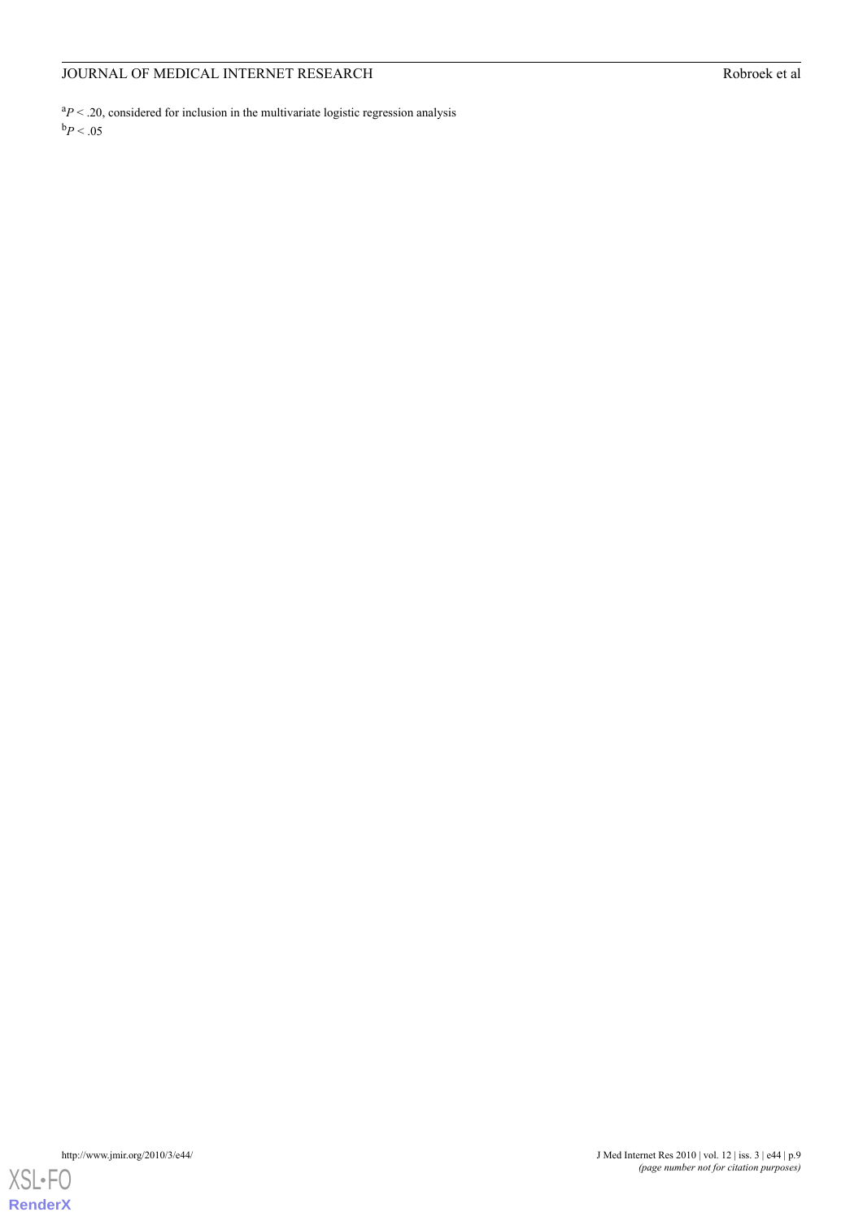[a] $P < .20$, considered for inclusion in the multivariate logistic regression analysis

[b] $P < .05$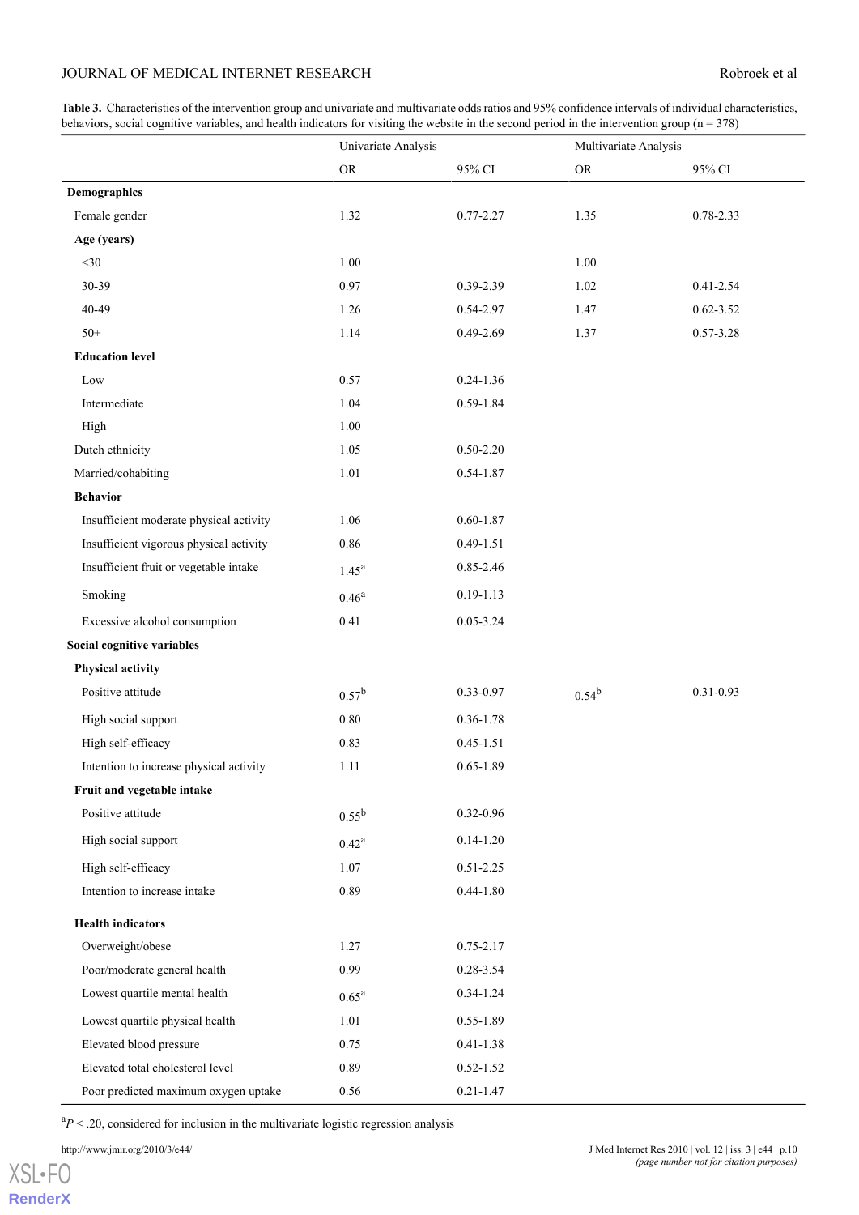**Table 3.** Characteristics of the intervention group and univariate and multivariate odds ratios and 95% confidence intervals of individual characteristics, behaviors, social cognitive variables, and health indicators for visiting the website in the second period in the intervention group (n = 378)

| | Univariate Analysis | | Multivariate Analysis | |
|---|---|---|---|---|
| | OR | 95% CI | OR | 95% CI |
| **Demographics** | | | | |
| Female gender | 1.32 | 0.77-2.27 | 1.35 | 0.78-2.33 |
| **Age (years)** | | | | |
| <30 | 1.00 | | 1.00 | |
| 30-39 | 0.97 | 0.39-2.39 | 1.02 | 0.41-2.54 |
| 40-49 | 1.26 | 0.54-2.97 | 1.47 | 0.62-3.52 |
| 50+ | 1.14 | 0.49-2.69 | 1.37 | 0.57-3.28 |
| **Education level** | | | | |
| Low | 0.57 | 0.24-1.36 | | |
| Intermediate | 1.04 | 0.59-1.84 | | |
| High | 1.00 | | | |
| Dutch ethnicity | 1.05 | 0.50-2.20 | | |
| Married/cohabiting | 1.01 | 0.54-1.87 | | |
| **Behavior** | | | | |
| Insufficient moderate physical activity | 1.06 | 0.60-1.87 | | |
| Insufficient vigorous physical activity | 0.86 | 0.49-1.51 | | |
| Insufficient fruit or vegetable intake | 1.45[a] | 0.85-2.46 | | |
| Smoking | 0.46[a] | 0.19-1.13 | | |
| Excessive alcohol consumption | 0.41 | 0.05-3.24 | | |
| **Social cognitive variables** | | | | |
| **Physical activity** | | | | |
| Positive attitude | 0.57[b] | 0.33-0.97 | 0.54[b] | 0.31-0.93 |
| High social support | 0.80 | 0.36-1.78 | | |
| High self-efficacy | 0.83 | 0.45-1.51 | | |
| Intention to increase physical activity | 1.11 | 0.65-1.89 | | |
| **Fruit and vegetable intake** | | | | |
| Positive attitude | 0.55[b] | 0.32-0.96 | | |
| High social support | 0.42[a] | 0.14-1.20 | | |
| High self-efficacy | 1.07 | 0.51-2.25 | | |
| Intention to increase intake | 0.89 | 0.44-1.80 | | |
| **Health indicators** | | | | |
| Overweight/obese | 1.27 | 0.75-2.17 | | |
| Poor/moderate general health | 0.99 | 0.28-3.54 | | |
| Lowest quartile mental health | 0.65[a] | 0.34-1.24 | | |
| Lowest quartile physical health | 1.01 | 0.55-1.89 | | |
| Elevated blood pressure | 0.75 | 0.41-1.38 | | |
| Elevated total cholesterol level | 0.89 | 0.52-1.52 | | |
| Poor predicted maximum oxygen uptake | 0.56 | 0.21-1.47 | | |

[a] $P < .20$, considered for inclusion in the multivariate logistic regression analysis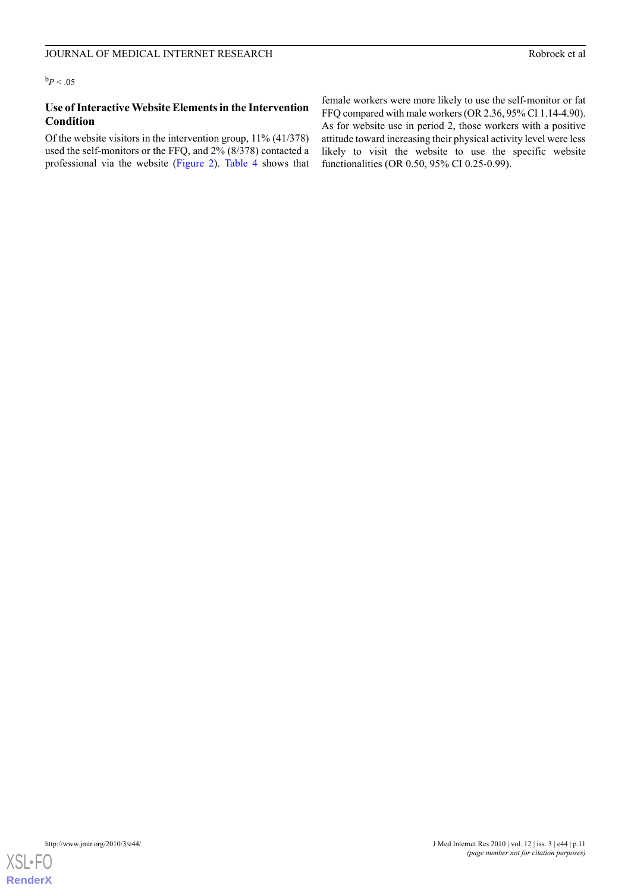[b]$P < .05$

### Use of Interactive Website Elements in the Intervention Condition

Of the website visitors in the intervention group, 11% (41/378) used the self-monitors or the FFQ, and 2% (8/378) contacted a professional via the website (Figure 2). Table 4 shows that female workers were more likely to use the self-monitor or fat FFQ compared with male workers (OR 2.36, 95% CI 1.14-4.90). As for website use in period 2, those workers with a positive attitude toward increasing their physical activity level were less likely to visit the website to use the specific website functionalities (OR 0.50, 95% CI 0.25-0.99).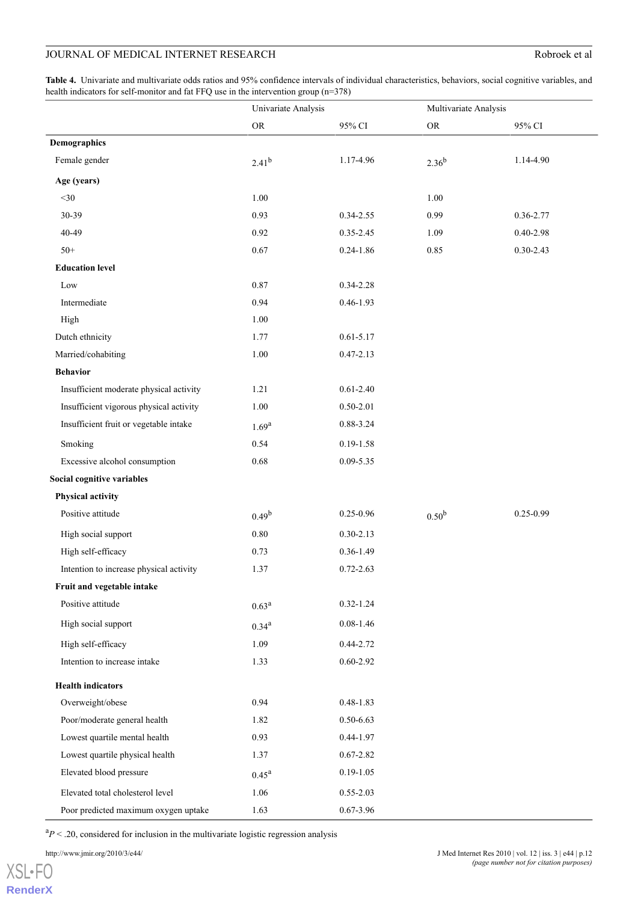**Table 4.** Univariate and multivariate odds ratios and 95% confidence intervals of individual characteristics, behaviors, social cognitive variables, and health indicators for self-monitor and fat FFQ use in the intervention group (n=378)

| | Univariate Analysis | | Multivariate Analysis | |
|---|---|---|---|---|
| | OR | 95% CI | OR | 95% CI |
| **Demographics** | | | | |
| Female gender | 2.41[b] | 1.17-4.96 | 2.36[b] | 1.14-4.90 |
| **Age (years)** | | | | |
| <30 | 1.00 | | 1.00 | |
| 30-39 | 0.93 | 0.34-2.55 | 0.99 | 0.36-2.77 |
| 40-49 | 0.92 | 0.35-2.45 | 1.09 | 0.40-2.98 |
| 50+ | 0.67 | 0.24-1.86 | 0.85 | 0.30-2.43 |
| **Education level** | | | | |
| Low | 0.87 | 0.34-2.28 | | |
| Intermediate | 0.94 | 0.46-1.93 | | |
| High | 1.00 | | | |
| Dutch ethnicity | 1.77 | 0.61-5.17 | | |
| Married/cohabiting | 1.00 | 0.47-2.13 | | |
| **Behavior** | | | | |
| Insufficient moderate physical activity | 1.21 | 0.61-2.40 | | |
| Insufficient vigorous physical activity | 1.00 | 0.50-2.01 | | |
| Insufficient fruit or vegetable intake | 1.69[a] | 0.88-3.24 | | |
| Smoking | 0.54 | 0.19-1.58 | | |
| Excessive alcohol consumption | 0.68 | 0.09-5.35 | | |
| **Social cognitive variables** | | | | |
| **Physical activity** | | | | |
| Positive attitude | 0.49[b] | 0.25-0.96 | 0.50[b] | 0.25-0.99 |
| High social support | 0.80 | 0.30-2.13 | | |
| High self-efficacy | 0.73 | 0.36-1.49 | | |
| Intention to increase physical activity | 1.37 | 0.72-2.63 | | |
| **Fruit and vegetable intake** | | | | |
| Positive attitude | 0.63[a] | 0.32-1.24 | | |
| High social support | 0.34[a] | 0.08-1.46 | | |
| High self-efficacy | 1.09 | 0.44-2.72 | | |
| Intention to increase intake | 1.33 | 0.60-2.92 | | |
| **Health indicators** | | | | |
| Overweight/obese | 0.94 | 0.48-1.83 | | |
| Poor/moderate general health | 1.82 | 0.50-6.63 | | |
| Lowest quartile mental health | 0.93 | 0.44-1.97 | | |
| Lowest quartile physical health | 1.37 | 0.67-2.82 | | |
| Elevated blood pressure | 0.45[a] | 0.19-1.05 | | |
| Elevated total cholesterol level | 1.06 | 0.55-2.03 | | |
| Poor predicted maximum oxygen uptake | 1.63 | 0.67-3.96 | | |

[a] $P < .20$, considered for inclusion in the multivariate logistic regression analysis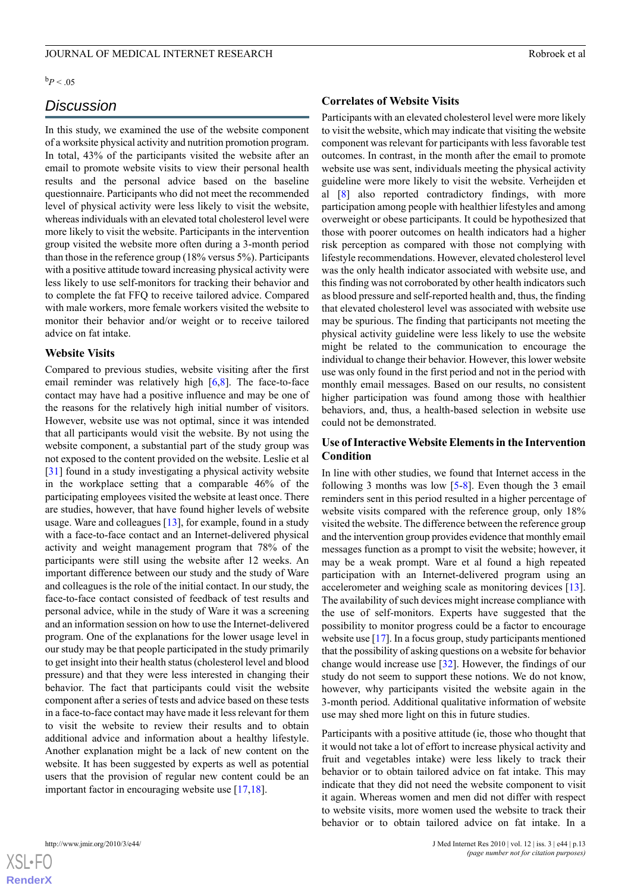[b]$P < .05$

## Discussion

In this study, we examined the use of the website component of a worksite physical activity and nutrition promotion program. In total, 43% of the participants visited the website after an email to promote website visits to view their personal health results and the personal advice based on the baseline questionnaire. Participants who did not meet the recommended level of physical activity were less likely to visit the website, whereas individuals with an elevated total cholesterol level were more likely to visit the website. Participants in the intervention group visited the website more often during a 3-month period than those in the reference group (18% versus 5%). Participants with a positive attitude toward increasing physical activity were less likely to use self-monitors for tracking their behavior and to complete the fat FFQ to receive tailored advice. Compared with male workers, more female workers visited the website to monitor their behavior and/or weight or to receive tailored advice on fat intake.

### Website Visits

Compared to previous studies, website visiting after the first email reminder was relatively high [6,8]. The face-to-face contact may have had a positive influence and may be one of the reasons for the relatively high initial number of visitors. However, website use was not optimal, since it was intended that all participants would visit the website. By not using the website component, a substantial part of the study group was not exposed to the content provided on the website. Leslie et al [31] found in a study investigating a physical activity website in the workplace setting that a comparable 46% of the participating employees visited the website at least once. There are studies, however, that have found higher levels of website usage. Ware and colleagues [13], for example, found in a study with a face-to-face contact and an Internet-delivered physical activity and weight management program that 78% of the participants were still using the website after 12 weeks. An important difference between our study and the study of Ware and colleagues is the role of the initial contact. In our study, the face-to-face contact consisted of feedback of test results and personal advice, while in the study of Ware it was a screening and an information session on how to use the Internet-delivered program. One of the explanations for the lower usage level in our study may be that people participated in the study primarily to get insight into their health status (cholesterol level and blood pressure) and that they were less interested in changing their behavior. The fact that participants could visit the website component after a series of tests and advice based on these tests in a face-to-face contact may have made it less relevant for them to visit the website to review their results and to obtain additional advice and information about a healthy lifestyle. Another explanation might be a lack of new content on the website. It has been suggested by experts as well as potential users that the provision of regular new content could be an important factor in encouraging website use [17,18].

### Correlates of Website Visits

Participants with an elevated cholesterol level were more likely to visit the website, which may indicate that visiting the website component was relevant for participants with less favorable test outcomes. In contrast, in the month after the email to promote website use was sent, individuals meeting the physical activity guideline were more likely to visit the website. Verheijden et al [8] also reported contradictory findings, with more participation among people with healthier lifestyles and among overweight or obese participants. It could be hypothesized that those with poorer outcomes on health indicators had a higher risk perception as compared with those not complying with lifestyle recommendations. However, elevated cholesterol level was the only health indicator associated with website use, and this finding was not corroborated by other health indicators such as blood pressure and self-reported health and, thus, the finding that elevated cholesterol level was associated with website use may be spurious. The finding that participants not meeting the physical activity guideline were less likely to use the website might be related to the communication to encourage the individual to change their behavior. However, this lower website use was only found in the first period and not in the period with monthly email messages. Based on our results, no consistent higher participation was found among those with healthier behaviors, and, thus, a health-based selection in website use could not be demonstrated.

### Use of Interactive Website Elements in the Intervention Condition

In line with other studies, we found that Internet access in the following 3 months was low [5-8]. Even though the 3 email reminders sent in this period resulted in a higher percentage of website visits compared with the reference group, only 18% visited the website. The difference between the reference group and the intervention group provides evidence that monthly email messages function as a prompt to visit the website; however, it may be a weak prompt. Ware et al found a high repeated participation with an Internet-delivered program using an accelerometer and weighing scale as monitoring devices [13]. The availability of such devices might increase compliance with the use of self-monitors. Experts have suggested that the possibility to monitor progress could be a factor to encourage website use [17]. In a focus group, study participants mentioned that the possibility of asking questions on a website for behavior change would increase use [32]. However, the findings of our study do not seem to support these notions. We do not know, however, why participants visited the website again in the 3-month period. Additional qualitative information of website use may shed more light on this in future studies.

Participants with a positive attitude (ie, those who thought that it would not take a lot of effort to increase physical activity and fruit and vegetables intake) were less likely to track their behavior or to obtain tailored advice on fat intake. This may indicate that they did not need the website component to visit it again. Whereas women and men did not differ with respect to website visits, more women used the website to track their behavior or to obtain tailored advice on fat intake. In a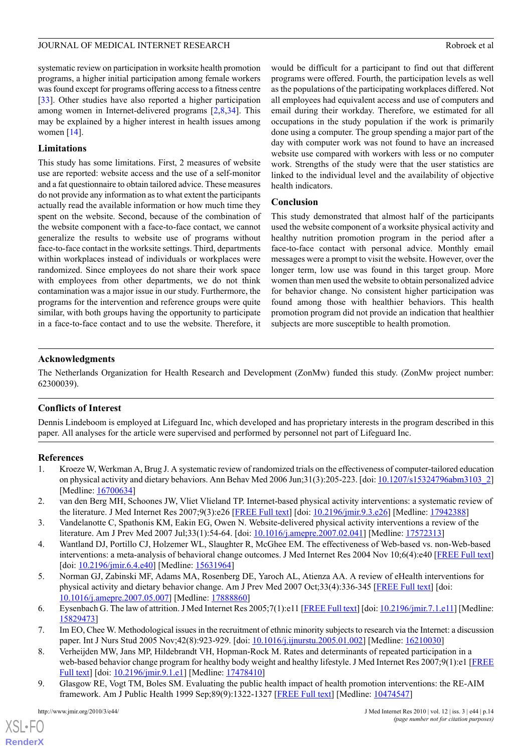systematic review on participation in worksite health promotion programs, a higher initial participation among female workers was found except for programs offering access to a fitness centre [33]. Other studies have also reported a higher participation among women in Internet-delivered programs [2,8,34]. This may be explained by a higher interest in health issues among women [14].

### Limitations

This study has some limitations. First, 2 measures of website use are reported: website access and the use of a self-monitor and a fat questionnaire to obtain tailored advice. These measures do not provide any information as to what extent the participants actually read the available information or how much time they spent on the website. Second, because of the combination of the website component with a face-to-face contact, we cannot generalize the results to website use of programs without face-to-face contact in the worksite settings. Third, departments within workplaces instead of individuals or workplaces were randomized. Since employees do not share their work space with employees from other departments, we do not think contamination was a major issue in our study. Furthermore, the programs for the intervention and reference groups were quite similar, with both groups having the opportunity to participate in a face-to-face contact and to use the website. Therefore, it would be difficult for a participant to find out that different programs were offered. Fourth, the participation levels as well as the populations of the participating workplaces differed. Not all employees had equivalent access and use of computers and email during their workday. Therefore, we estimated for all occupations in the study population if the work is primarily done using a computer. The group spending a major part of the day with computer work was not found to have an increased website use compared with workers with less or no computer work. Strengths of the study were that the user statistics are linked to the individual level and the availability of objective health indicators.

### Conclusion

This study demonstrated that almost half of the participants used the website component of a worksite physical activity and healthy nutrition promotion program in the period after a face-to-face contact with personal advice. Monthly email messages were a prompt to visit the website. However, over the longer term, low use was found in this target group. More women than men used the website to obtain personalized advice for behavior change. No consistent higher participation was found among those with healthier behaviors. This health promotion program did not provide an indication that healthier subjects are more susceptible to health promotion.

## Acknowledgments

The Netherlands Organization for Health Research and Development (ZonMw) funded this study. (ZonMw project number: 62300039).

## Conflicts of Interest

Dennis Lindeboom is employed at Lifeguard Inc, which developed and has proprietary interests in the program described in this paper. All analyses for the article were supervised and performed by personnel not part of Lifeguard Inc.

## References

1. Kroeze W, Werkman A, Brug J. A systematic review of randomized trials on the effectiveness of computer-tailored education on physical activity and dietary behaviors. Ann Behav Med 2006 Jun;31(3):205-223. [doi: 10.1207/s15324796abm3103_2] [Medline: 16700634]
2. van den Berg MH, Schoones JW, Vliet Vlieland TP. Internet-based physical activity interventions: a systematic review of the literature. J Med Internet Res 2007;9(3):e26 [FREE Full text] [doi: 10.2196/jmir.9.3.e26] [Medline: 17942388]
3. Vandelanotte C, Spathonis KM, Eakin EG, Owen N. Website-delivered physical activity interventions a review of the literature. Am J Prev Med 2007 Jul;33(1):54-64. [doi: 10.1016/j.amepre.2007.02.041] [Medline: 17572313]
4. Wantland DJ, Portillo CJ, Holzemer WL, Slaughter R, McGhee EM. The effectiveness of Web-based vs. non-Web-based interventions: a meta-analysis of behavioral change outcomes. J Med Internet Res 2004 Nov 10;6(4):e40 [FREE Full text] [doi: 10.2196/jmir.6.4.e40] [Medline: 15631964]
5. Norman GJ, Zabinski MF, Adams MA, Rosenberg DE, Yaroch AL, Atienza AA. A review of eHealth interventions for physical activity and dietary behavior change. Am J Prev Med 2007 Oct;33(4):336-345 [FREE Full text] [doi: 10.1016/j.amepre.2007.05.007] [Medline: 17888860]
6. Eysenbach G. The law of attrition. J Med Internet Res 2005;7(1):e11 [FREE Full text] [doi: 10.2196/jmir.7.1.e11] [Medline: 15829473]
7. Im EO, Chee W. Methodological issues in the recruitment of ethnic minority subjects to research via the Internet: a discussion paper. Int J Nurs Stud 2005 Nov;42(8):923-929. [doi: 10.1016/j.ijnurstu.2005.01.002] [Medline: 16210030]
8. Verheijden MW, Jans MP, Hildebrandt VH, Hopman-Rock M. Rates and determinants of repeated participation in a web-based behavior change program for healthy body weight and healthy lifestyle. J Med Internet Res 2007;9(1):e1 [FREE Full text] [doi: 10.2196/jmir.9.1.e1] [Medline: 17478410]
9. Glasgow RE, Vogt TM, Boles SM. Evaluating the public health impact of health promotion interventions: the RE-AIM framework. Am J Public Health 1999 Sep;89(9):1322-1327 [FREE Full text] [Medline: 10474547]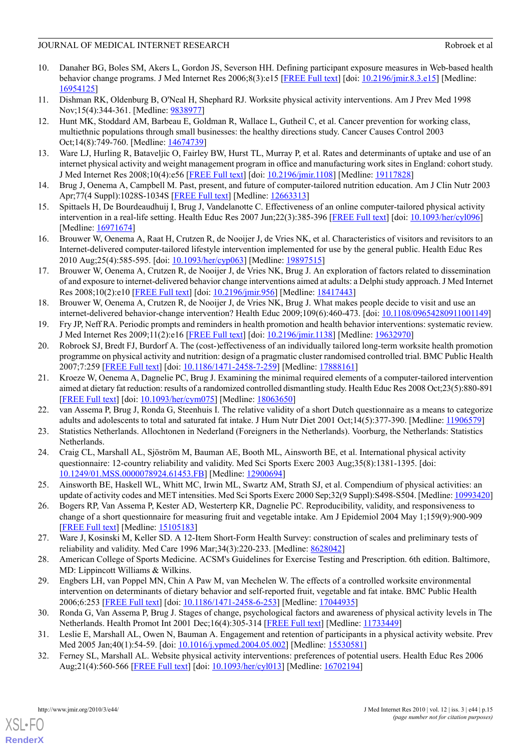10. Danaher BG, Boles SM, Akers L, Gordon JS, Severson HH. Defining participant exposure measures in Web-based health behavior change programs. J Med Internet Res 2006;8(3):e15 [FREE Full text] [doi: 10.2196/jmir.8.3.e15] [Medline: 16954125]
11. Dishman RK, Oldenburg B, O'Neal H, Shephard RJ. Worksite physical activity interventions. Am J Prev Med 1998 Nov;15(4):344-361. [Medline: 9838977]
12. Hunt MK, Stoddard AM, Barbeau E, Goldman R, Wallace L, Gutheil C, et al. Cancer prevention for working class, multiethnic populations through small businesses: the healthy directions study. Cancer Causes Control 2003 Oct;14(8):749-760. [Medline: 14674739]
13. Ware LJ, Hurling R, Bataveljic O, Fairley BW, Hurst TL, Murray P, et al. Rates and determinants of uptake and use of an internet physical activity and weight management program in office and manufacturing work sites in England: cohort study. J Med Internet Res 2008;10(4):e56 [FREE Full text] [doi: 10.2196/jmir.1108] [Medline: 19117828]
14. Brug J, Oenema A, Campbell M. Past, present, and future of computer-tailored nutrition education. Am J Clin Nutr 2003 Apr;77(4 Suppl):1028S-1034S [FREE Full text] [Medline: 12663313]
15. Spittaels H, De Bourdeaudhuij I, Brug J, Vandelanotte C. Effectiveness of an online computer-tailored physical activity intervention in a real-life setting. Health Educ Res 2007 Jun;22(3):385-396 [FREE Full text] [doi: 10.1093/her/cyl096] [Medline: 16971674]
16. Brouwer W, Oenema A, Raat H, Crutzen R, de Nooijer J, de Vries NK, et al. Characteristics of visitors and revisitors to an Internet-delivered computer-tailored lifestyle intervention implemented for use by the general public. Health Educ Res 2010 Aug;25(4):585-595. [doi: 10.1093/her/cyp063] [Medline: 19897515]
17. Brouwer W, Oenema A, Crutzen R, de Nooijer J, de Vries NK, Brug J. An exploration of factors related to dissemination of and exposure to internet-delivered behavior change interventions aimed at adults: a Delphi study approach. J Med Internet Res 2008;10(2):e10 [FREE Full text] [doi: 10.2196/jmir.956] [Medline: 18417443]
18. Brouwer W, Oenema A, Crutzen R, de Nooijer J, de Vries NK, Brug J. What makes people decide to visit and use an internet-delivered behavior-change intervention? Health Educ 2009;109(6):460-473. [doi: 10.1108/09654280911001149]
19. Fry JP, Neff RA. Periodic prompts and reminders in health promotion and health behavior interventions: systematic review. J Med Internet Res 2009;11(2):e16 [FREE Full text] [doi: 10.2196/jmir.1138] [Medline: 19632970]
20. Robroek SJ, Bredt FJ, Burdorf A. The (cost-)effectiveness of an individually tailored long-term worksite health promotion programme on physical activity and nutrition: design of a pragmatic cluster randomised controlled trial. BMC Public Health 2007;7:259 [FREE Full text] [doi: 10.1186/1471-2458-7-259] [Medline: 17888161]
21. Kroeze W, Oenema A, Dagnelie PC, Brug J. Examining the minimal required elements of a computer-tailored intervention aimed at dietary fat reduction: results of a randomized controlled dismantling study. Health Educ Res 2008 Oct;23(5):880-891 [FREE Full text] [doi: 10.1093/her/cym075] [Medline: 18063650]
22. van Assema P, Brug J, Ronda G, Steenhuis I. The relative validity of a short Dutch questionnaire as a means to categorize adults and adolescents to total and saturated fat intake. J Hum Nutr Diet 2001 Oct;14(5):377-390. [Medline: 11906579]
23. Statistics Netherlands. Allochtonen in Nederland (Foreigners in the Netherlands). Voorburg, the Netherlands: Statistics Netherlands.
24. Craig CL, Marshall AL, Sjöström M, Bauman AE, Booth ML, Ainsworth BE, et al. International physical activity questionnaire: 12-country reliability and validity. Med Sci Sports Exerc 2003 Aug;35(8):1381-1395. [doi: 10.1249/01.MSS.0000078924.61453.FB] [Medline: 12900694]
25. Ainsworth BE, Haskell WL, Whitt MC, Irwin ML, Swartz AM, Strath SJ, et al. Compendium of physical activities: an update of activity codes and MET intensities. Med Sci Sports Exerc 2000 Sep;32(9 Suppl):S498-S504. [Medline: 10993420]
26. Bogers RP, Van Assema P, Kester AD, Westerterp KR, Dagnelie PC. Reproducibility, validity, and responsiveness to change of a short questionnaire for measuring fruit and vegetable intake. Am J Epidemiol 2004 May 1;159(9):900-909 [FREE Full text] [Medline: 15105183]
27. Ware J, Kosinski M, Keller SD. A 12-Item Short-Form Health Survey: construction of scales and preliminary tests of reliability and validity. Med Care 1996 Mar;34(3):220-233. [Medline: 8628042]
28. American College of Sports Medicine. ACSM's Guidelines for Exercise Testing and Prescription. 6th edition. Baltimore, MD: Lippincott Williams & Wilkins.
29. Engbers LH, van Poppel MN, Chin A Paw M, van Mechelen W. The effects of a controlled worksite environmental intervention on determinants of dietary behavior and self-reported fruit, vegetable and fat intake. BMC Public Health 2006;6:253 [FREE Full text] [doi: 10.1186/1471-2458-6-253] [Medline: 17044935]
30. Ronda G, Van Assema P, Brug J. Stages of change, psychological factors and awareness of physical activity levels in The Netherlands. Health Promot Int 2001 Dec;16(4):305-314 [FREE Full text] [Medline: 11733449]
31. Leslie E, Marshall AL, Owen N, Bauman A. Engagement and retention of participants in a physical activity website. Prev Med 2005 Jan;40(1):54-59. [doi: 10.1016/j.ypmed.2004.05.002] [Medline: 15530581]
32. Ferney SL, Marshall AL. Website physical activity interventions: preferences of potential users. Health Educ Res 2006 Aug;21(4):560-566 [FREE Full text] [doi: 10.1093/her/cyl013] [Medline: 16702194]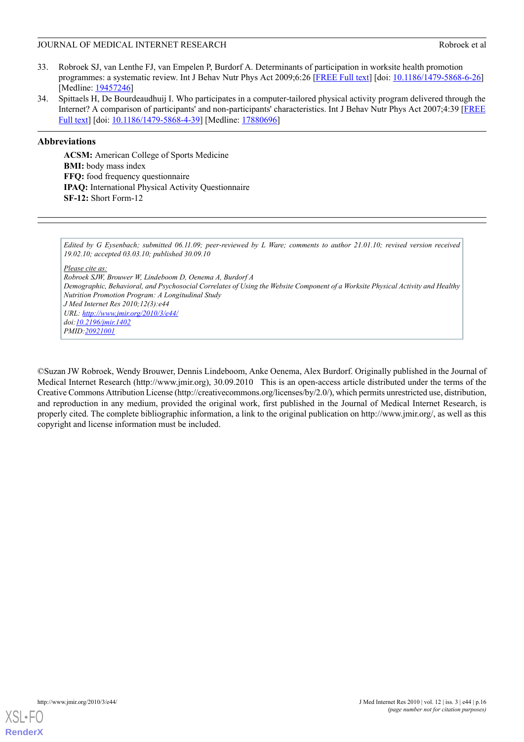33. Robroek SJ, van Lenthe FJ, van Empelen P, Burdorf A. Determinants of participation in worksite health promotion programmes: a systematic review. Int J Behav Nutr Phys Act 2009;6:26 [FREE Full text] [doi: 10.1186/1479-5868-6-26] [Medline: 19457246]
34. Spittaels H, De Bourdeaudhuij I. Who participates in a computer-tailored physical activity program delivered through the Internet? A comparison of participants' and non-participants' characteristics. Int J Behav Nutr Phys Act 2007;4:39 [FREE Full text] [doi: 10.1186/1479-5868-4-39] [Medline: 17880696]

## Abbreviations

**ACSM:** American College of Sports Medicine
**BMI:** body mass index
**FFQ:** food frequency questionnaire
**IPAQ:** International Physical Activity Questionnaire
**SF-12:** Short Form-12

---

*Edited by G Eysenbach; submitted 06.11.09; peer-reviewed by L Ware; comments to author 21.01.10; revised version received 19.02.10; accepted 03.03.10; published 30.09.10*

*Please cite as:*
*Robroek SJW, Brouwer W, Lindeboom D, Oenema A, Burdorf A*
*Demographic, Behavioral, and Psychosocial Correlates of Using the Website Component of a Worksite Physical Activity and Healthy Nutrition Promotion Program: A Longitudinal Study*
*J Med Internet Res 2010;12(3):e44*
*URL: http://www.jmir.org/2010/3/e44/*
*doi:10.2196/jmir.1402*
*PMID:20921001*

©Suzan JW Robroek, Wendy Brouwer, Dennis Lindeboom, Anke Oenema, Alex Burdorf. Originally published in the Journal of Medical Internet Research (http://www.jmir.org), 30.09.2010 This is an open-access article distributed under the terms of the Creative Commons Attribution License (http://creativecommons.org/licenses/by/2.0/), which permits unrestricted use, distribution, and reproduction in any medium, provided the original work, first published in the Journal of Medical Internet Research, is properly cited. The complete bibliographic information, a link to the original publication on http://www.jmir.org/, as well as this copyright and license information must be included.